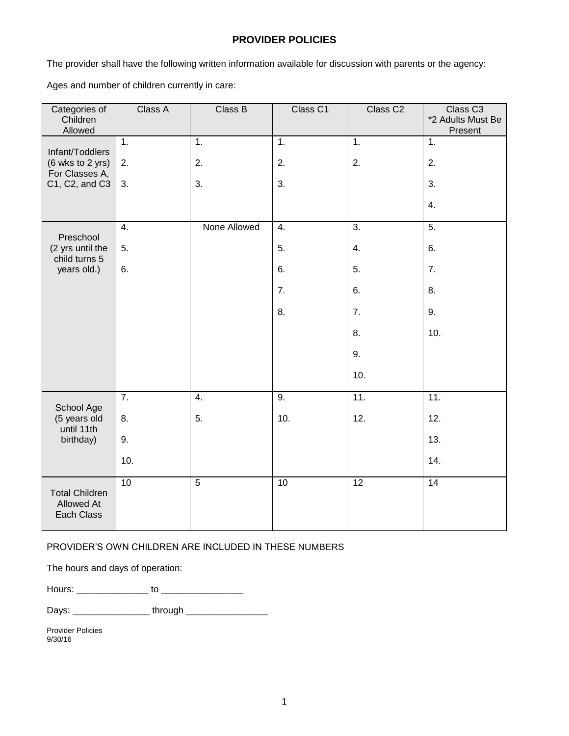## PROVIDER POLICIES

The provider shall have the following written information available for discussion with parents or the agency:

Ages and number of children currently in care:

| Categories of Children Allowed | Class A | Class B | Class C1 | Class C2 | Class C3 *2 Adults Must Be Present |
|---|---|---|---|---|---|
| Infant/Toddlers (6 wks to 2 yrs) For Classes A, C1, C2, and C3 | 1.<br>2.<br>3. | 1.<br>2.<br>3. | 1.<br>2.<br>3. | 1.<br>2. | 1.<br>2.<br>3.<br>4. |
| Preschool (2 yrs until the child turns 5 years old.) | 4.<br>5.<br>6. | None Allowed | 4.<br>5.<br>6.<br>7.<br>8. | 3.<br>4.<br>5.<br>6.<br>7.<br>8.<br>9.<br>10. | 5.<br>6.<br>7.<br>8.<br>9.<br>10. |
| School Age (5 years old until 11th birthday) | 7.<br>8.<br>9.<br>10. | 4.<br>5. | 9.<br>10. | 11.<br>12. | 11.<br>12.<br>13.<br>14. |
| Total Children Allowed At Each Class | 10 | 5 | 10 | 12 | 14 |

PROVIDER'S OWN CHILDREN ARE INCLUDED IN THESE NUMBERS

The hours and days of operation:

Hours: ______________ to ________________

Days: _______________ through ________________

Provider Policies
9/30/16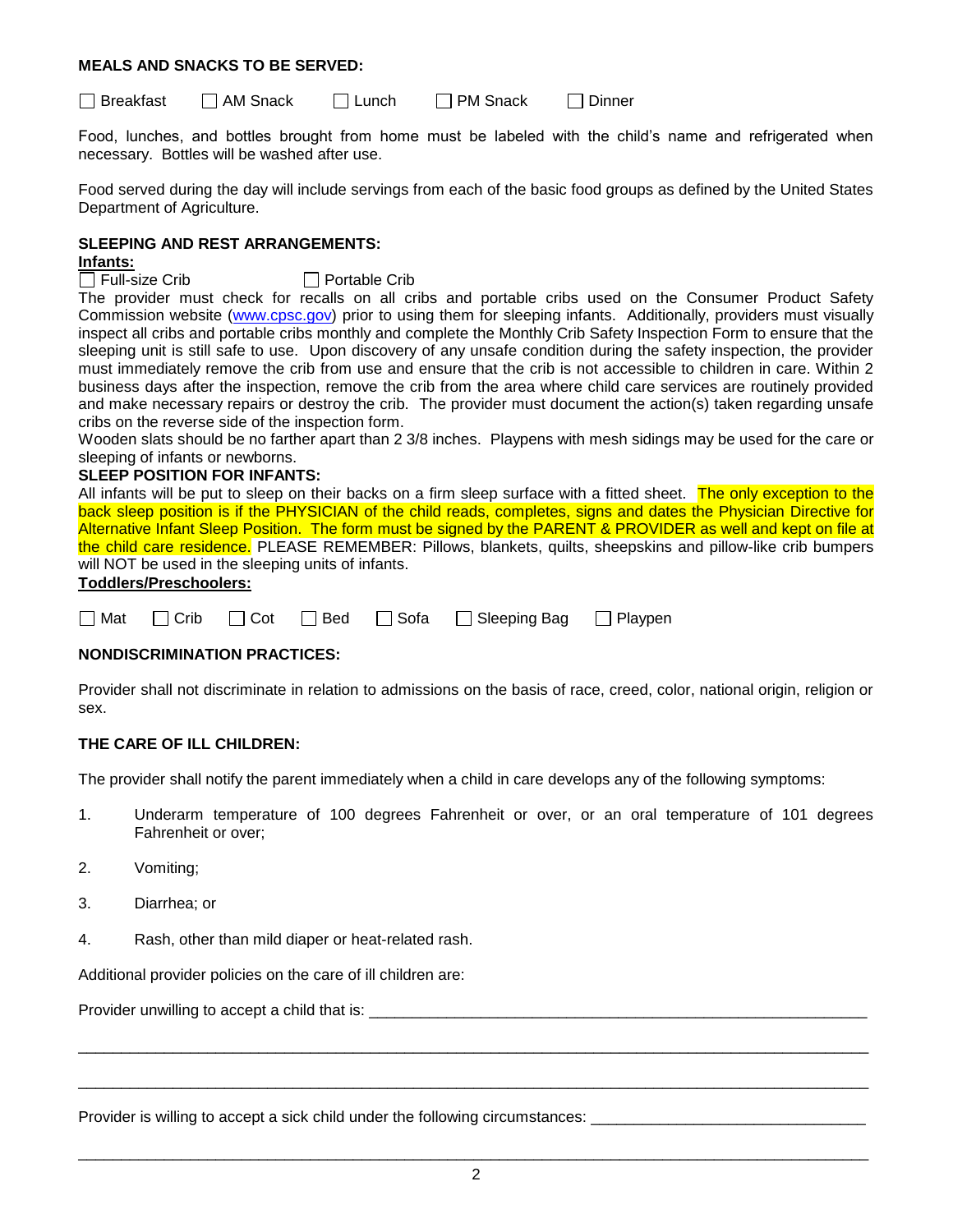**MEALS AND SNACKS TO BE SERVED:**

☐ Breakfast ☐ AM Snack ☐ Lunch ☐ PM Snack ☐ Dinner

Food, lunches, and bottles brought from home must be labeled with the child's name and refrigerated when necessary. Bottles will be washed after use.

Food served during the day will include servings from each of the basic food groups as defined by the United States Department of Agriculture.

**SLEEPING AND REST ARRANGEMENTS:**

**Infants:**

☐ Full-size Crib ☐ Portable Crib

The provider must check for recalls on all cribs and portable cribs used on the Consumer Product Safety Commission website (www.cpsc.gov) prior to using them for sleeping infants. Additionally, providers must visually inspect all cribs and portable cribs monthly and complete the Monthly Crib Safety Inspection Form to ensure that the sleeping unit is still safe to use. Upon discovery of any unsafe condition during the safety inspection, the provider must immediately remove the crib from use and ensure that the crib is not accessible to children in care. Within 2 business days after the inspection, remove the crib from the area where child care services are routinely provided and make necessary repairs or destroy the crib. The provider must document the action(s) taken regarding unsafe cribs on the reverse side of the inspection form.

Wooden slats should be no farther apart than 2 3/8 inches. Playpens with mesh sidings may be used for the care or sleeping of infants or newborns.

**SLEEP POSITION FOR INFANTS:**

All infants will be put to sleep on their backs on a firm sleep surface with a fitted sheet. The only exception to the back sleep position is if the PHYSICIAN of the child reads, completes, signs and dates the Physician Directive for Alternative Infant Sleep Position. The form must be signed by the PARENT & PROVIDER as well and kept on file at the child care residence. PLEASE REMEMBER: Pillows, blankets, quilts, sheepskins and pillow-like crib bumpers will NOT be used in the sleeping units of infants.

**Toddlers/Preschoolers:**

☐ Mat ☐ Crib ☐ Cot ☐ Bed ☐ Sofa ☐ Sleeping Bag ☐ Playpen

**NONDISCRIMINATION PRACTICES:**

Provider shall not discriminate in relation to admissions on the basis of race, creed, color, national origin, religion or sex.

**THE CARE OF ILL CHILDREN:**

The provider shall notify the parent immediately when a child in care develops any of the following symptoms:

1. Underarm temperature of 100 degrees Fahrenheit or over, or an oral temperature of 101 degrees Fahrenheit or over;
2. Vomiting;
3. Diarrhea; or
4. Rash, other than mild diaper or heat-related rash.

Additional provider policies on the care of ill children are:

Provider unwilling to accept a child that is: ____________________________________________

______________________________________________________________________________

______________________________________________________________________________

Provider is willing to accept a sick child under the following circumstances: ______________________

______________________________________________________________________________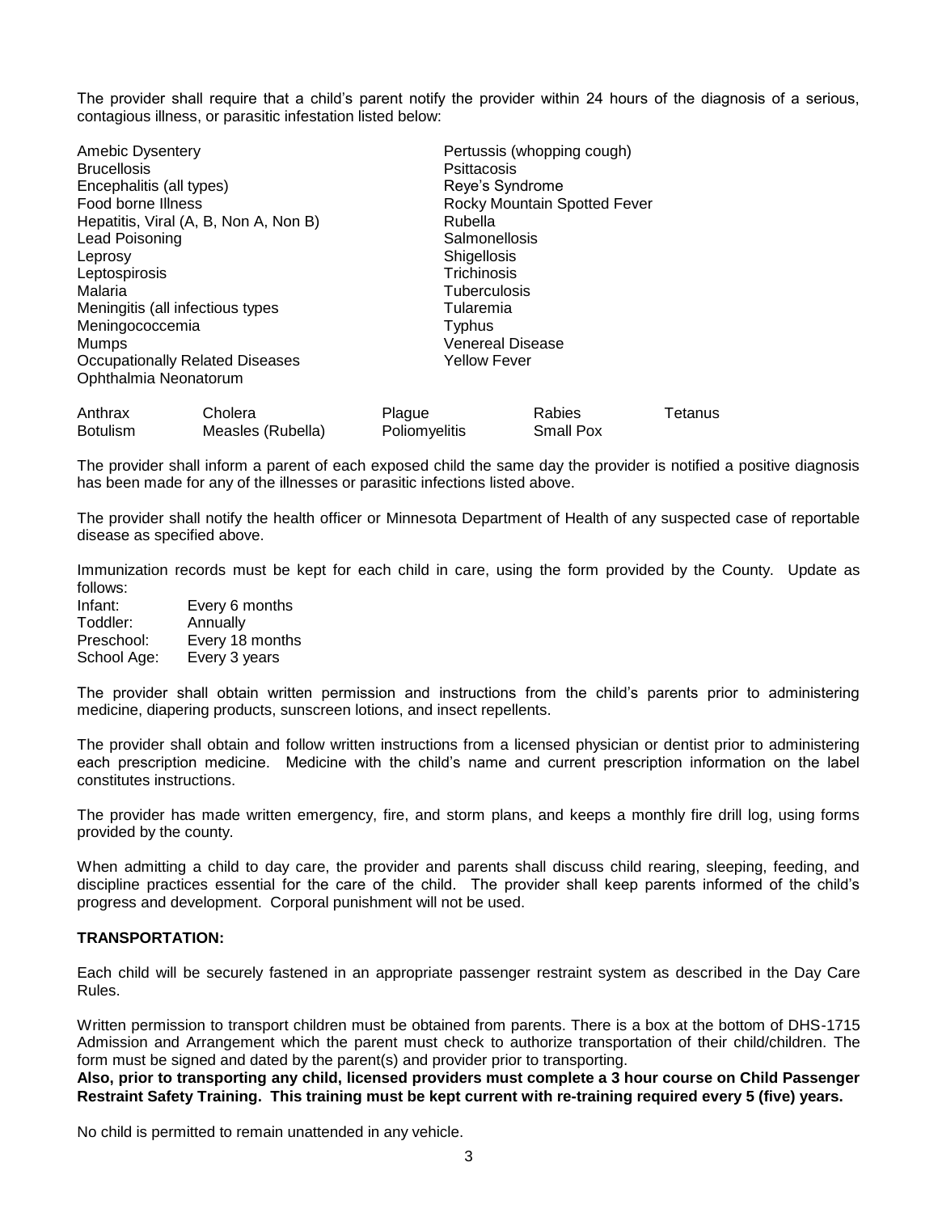The provider shall require that a child's parent notify the provider within 24 hours of the diagnosis of a serious, contagious illness, or parasitic infestation listed below:

- Amebic Dysentery
- Brucellosis
- Encephalitis (all types)
- Food borne Illness
- Hepatitis, Viral (A, B, Non A, Non B)
- Lead Poisoning
- Leprosy
- Leptospirosis
- Malaria
- Meningitis (all infectious types
- Meningococcemia
- Mumps
- Occupationally Related Diseases
- Ophthalmia Neonatorum
- Pertussis (whopping cough)
- Psittacosis
- Reye's Syndrome
- Rocky Mountain Spotted Fever
- Rubella
- Salmonellosis
- Shigellosis
- Trichinosis
- Tuberculosis
- Tularemia
- Typhus
- Venereal Disease
- Yellow Fever

| Anthrax | Cholera | Plague | Rabies | Tetanus |
|---|---|---|---|---|
| Botulism | Measles (Rubella) | Poliomyelitis | Small Pox | |

The provider shall inform a parent of each exposed child the same day the provider is notified a positive diagnosis has been made for any of the illnesses or parasitic infections listed above.

The provider shall notify the health officer or Minnesota Department of Health of any suspected case of reportable disease as specified above.

Immunization records must be kept for each child in care, using the form provided by the County. Update as follows:

| | |
|---|---|
| Infant: | Every 6 months |
| Toddler: | Annually |
| Preschool: | Every 18 months |
| School Age: | Every 3 years |

The provider shall obtain written permission and instructions from the child's parents prior to administering medicine, diapering products, sunscreen lotions, and insect repellents.

The provider shall obtain and follow written instructions from a licensed physician or dentist prior to administering each prescription medicine. Medicine with the child's name and current prescription information on the label constitutes instructions.

The provider has made written emergency, fire, and storm plans, and keeps a monthly fire drill log, using forms provided by the county.

When admitting a child to day care, the provider and parents shall discuss child rearing, sleeping, feeding, and discipline practices essential for the care of the child. The provider shall keep parents informed of the child's progress and development. Corporal punishment will not be used.

**TRANSPORTATION:**

Each child will be securely fastened in an appropriate passenger restraint system as described in the Day Care Rules.

Written permission to transport children must be obtained from parents. There is a box at the bottom of DHS-1715 Admission and Arrangement which the parent must check to authorize transportation of their child/children. The form must be signed and dated by the parent(s) and provider prior to transporting.
**Also, prior to transporting any child, licensed providers must complete a 3 hour course on Child Passenger Restraint Safety Training. This training must be kept current with re-training required every 5 (five) years.**

No child is permitted to remain unattended in any vehicle.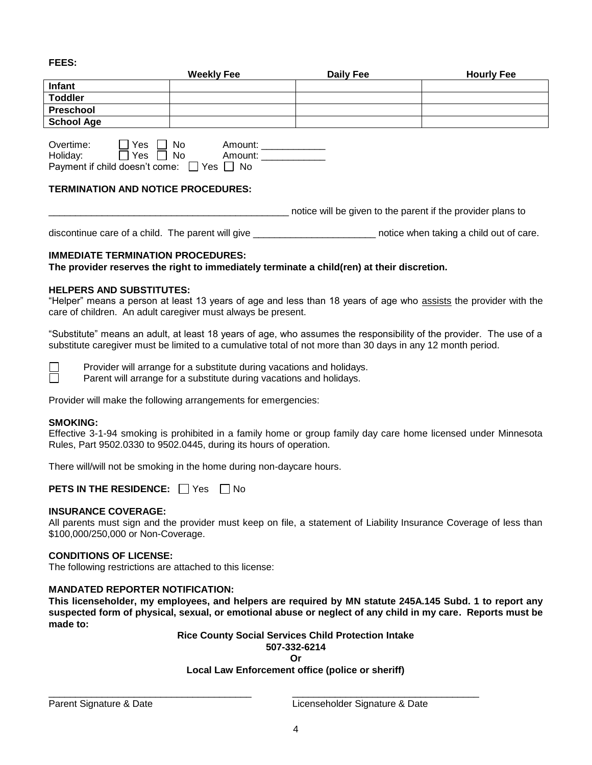**FEES:**

| | Weekly Fee | Daily Fee | Hourly Fee |
|---|---|---|---|
| **Infant** | | | |
| **Toddler** | | | |
| **Preschool** | | | |
| **School Age** | | | |

Overtime: ☐ Yes ☐ No Amount: ____________
Holiday: ☐ Yes ☐ No Amount: ____________
Payment if child doesn't come: ☐ Yes ☐ No

**TERMINATION AND NOTICE PROCEDURES:**

______________________________________________ notice will be given to the parent if the provider plans to discontinue care of a child. The parent will give _______________________ notice when taking a child out of care.

**IMMEDIATE TERMINATION PROCEDURES:**
**The provider reserves the right to immediately terminate a child(ren) at their discretion.**

**HELPERS AND SUBSTITUTES:**
"Helper" means a person at least 13 years of age and less than 18 years of age who assists the provider with the care of children. An adult caregiver must always be present.

"Substitute" means an adult, at least 18 years of age, who assumes the responsibility of the provider. The use of a substitute caregiver must be limited to a cumulative total of not more than 30 days in any 12 month period.

☐ Provider will arrange for a substitute during vacations and holidays.
☐ Parent will arrange for a substitute during vacations and holidays.

Provider will make the following arrangements for emergencies:

**SMOKING:**
Effective 3-1-94 smoking is prohibited in a family home or group family day care home licensed under Minnesota Rules, Part 9502.0330 to 9502.0445, during its hours of operation.

There will/will not be smoking in the home during non-daycare hours.

**PETS IN THE RESIDENCE:** ☐ Yes ☐ No

**INSURANCE COVERAGE:**
All parents must sign and the provider must keep on file, a statement of Liability Insurance Coverage of less than $100,000/250,000 or Non-Coverage.

**CONDITIONS OF LICENSE:**
The following restrictions are attached to this license:

**MANDATED REPORTER NOTIFICATION:**
**This licenseholder, my employees, and helpers are required by MN statute 245A.145 Subd. 1 to report any suspected form of physical, sexual, or emotional abuse or neglect of any child in my care. Reports must be made to:**

**Rice County Social Services Child Protection Intake**
**507-332-6214**
**Or**
**Local Law Enforcement office (police or sheriff)**

______________________________________ ___________________________________
Parent Signature & Date Licenseholder Signature & Date